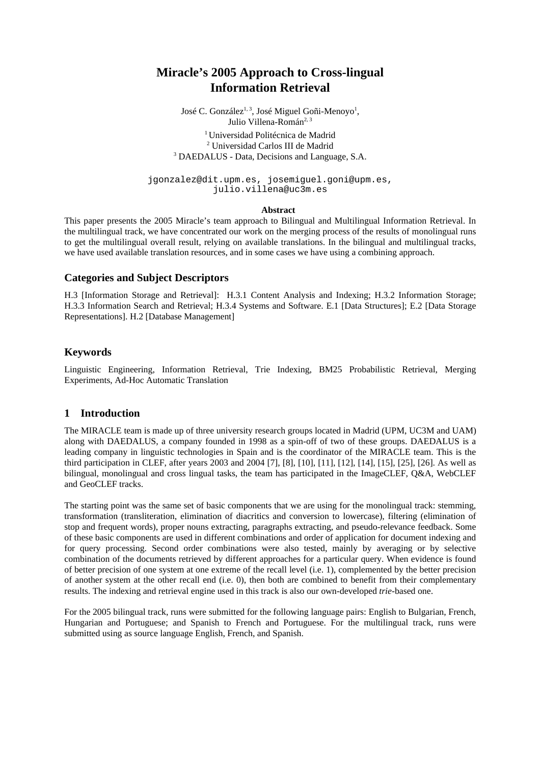# Miracle's 2005 Approach to Cross-lingual Information Retrieval

José C. González[1, 3], José Miguel Goñi-Menoyo[1], Julio Villena-Román[2, 3]

[1] Universidad Politécnica de Madrid
[2] Universidad Carlos III de Madrid
[3] DAEDALUS - Data, Decisions and Language, S.A.

jgonzalez@dit.upm.es, josemiguel.goni@upm.es, julio.villena@uc3m.es

**Abstract**

This paper presents the 2005 Miracle's team approach to Bilingual and Multilingual Information Retrieval. In the multilingual track, we have concentrated our work on the merging process of the results of monolingual runs to get the multilingual overall result, relying on available translations. In the bilingual and multilingual tracks, we have used available translation resources, and in some cases we have using a combining approach.

## Categories and Subject Descriptors

H.3 [Information Storage and Retrieval]: H.3.1 Content Analysis and Indexing; H.3.2 Information Storage; H.3.3 Information Search and Retrieval; H.3.4 Systems and Software. E.1 [Data Structures]; E.2 [Data Storage Representations]. H.2 [Database Management]

## Keywords

Linguistic Engineering, Information Retrieval, Trie Indexing, BM25 Probabilistic Retrieval, Merging Experiments, Ad-Hoc Automatic Translation

## 1 Introduction

The MIRACLE team is made up of three university research groups located in Madrid (UPM, UC3M and UAM) along with DAEDALUS, a company founded in 1998 as a spin-off of two of these groups. DAEDALUS is a leading company in linguistic technologies in Spain and is the coordinator of the MIRACLE team. This is the third participation in CLEF, after years 2003 and 2004 [7], [8], [10], [11], [12], [14], [15], [25], [26]. As well as bilingual, monolingual and cross lingual tasks, the team has participated in the ImageCLEF, Q&A, WebCLEF and GeoCLEF tracks.

The starting point was the same set of basic components that we are using for the monolingual track: stemming, transformation (transliteration, elimination of diacritics and conversion to lowercase), filtering (elimination of stop and frequent words), proper nouns extracting, paragraphs extracting, and pseudo-relevance feedback. Some of these basic components are used in different combinations and order of application for document indexing and for query processing. Second order combinations were also tested, mainly by averaging or by selective combination of the documents retrieved by different approaches for a particular query. When evidence is found of better precision of one system at one extreme of the recall level (i.e. 1), complemented by the better precision of another system at the other recall end (i.e. 0), then both are combined to benefit from their complementary results. The indexing and retrieval engine used in this track is also our own-developed *trie*-based one.

For the 2005 bilingual track, runs were submitted for the following language pairs: English to Bulgarian, French, Hungarian and Portuguese; and Spanish to French and Portuguese. For the multilingual track, runs were submitted using as source language English, French, and Spanish.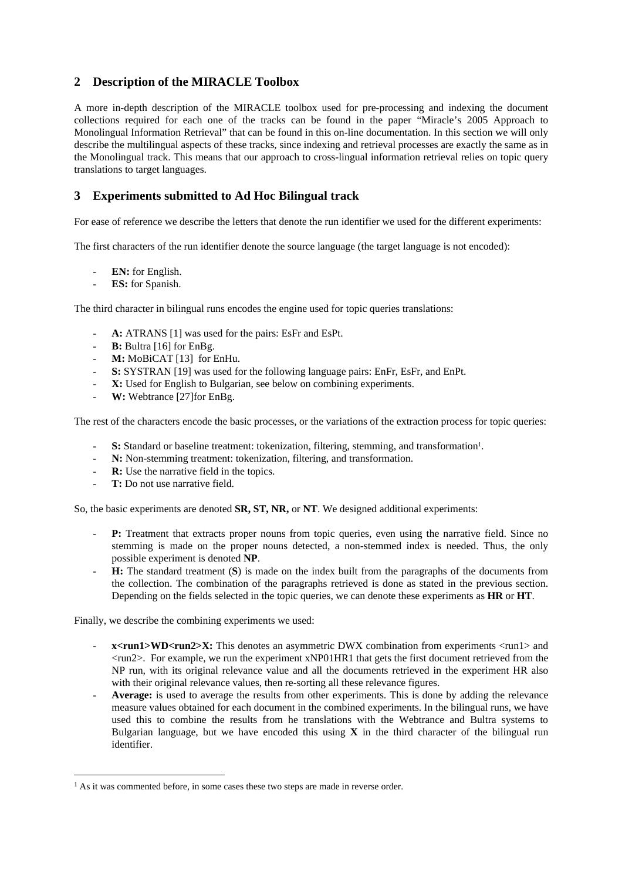## 2 Description of the MIRACLE Toolbox

A more in-depth description of the MIRACLE toolbox used for pre-processing and indexing the document collections required for each one of the tracks can be found in the paper "Miracle's 2005 Approach to Monolingual Information Retrieval" that can be found in this on-line documentation. In this section we will only describe the multilingual aspects of these tracks, since indexing and retrieval processes are exactly the same as in the Monolingual track. This means that our approach to cross-lingual information retrieval relies on topic query translations to target languages.

## 3 Experiments submitted to Ad Hoc Bilingual track

For ease of reference we describe the letters that denote the run identifier we used for the different experiments:

The first characters of the run identifier denote the source language (the target language is not encoded):

- **EN:** for English.
- **ES:** for Spanish.

The third character in bilingual runs encodes the engine used for topic queries translations:

- **A:** ATRANS [1] was used for the pairs: EsFr and EsPt.
- **B:** Bultra [16] for EnBg.
- **M:** MoBiCAT [13] for EnHu.
- **S:** SYSTRAN [19] was used for the following language pairs: EnFr, EsFr, and EnPt.
- **X:** Used for English to Bulgarian, see below on combining experiments.
- **W:** Webtrance [27]for EnBg.

The rest of the characters encode the basic processes, or the variations of the extraction process for topic queries:

- **S:** Standard or baseline treatment: tokenization, filtering, stemming, and transformation[1].
- **N:** Non-stemming treatment: tokenization, filtering, and transformation.
- **R:** Use the narrative field in the topics.
- **T:** Do not use narrative field.

So, the basic experiments are denoted **SR, ST, NR,** or **NT**. We designed additional experiments:

- **P:** Treatment that extracts proper nouns from topic queries, even using the narrative field. Since no stemming is made on the proper nouns detected, a non-stemmed index is needed. Thus, the only possible experiment is denoted **NP**.
- **H:** The standard treatment (**S**) is made on the index built from the paragraphs of the documents from the collection. The combination of the paragraphs retrieved is done as stated in the previous section. Depending on the fields selected in the topic queries, we can denote these experiments as **HR** or **HT**.

Finally, we describe the combining experiments we used:

- **x<run1>WD<run2>X:** This denotes an asymmetric DWX combination from experiments <run1> and <run2>. For example, we run the experiment xNP01HR1 that gets the first document retrieved from the NP run, with its original relevance value and all the documents retrieved in the experiment HR also with their original relevance values, then re-sorting all these relevance figures.
- **Average:** is used to average the results from other experiments. This is done by adding the relevance measure values obtained for each document in the combined experiments. In the bilingual runs, we have used this to combine the results from he translations with the Webtrance and Bultra systems to Bulgarian language, but we have encoded this using **X** in the third character of the bilingual run identifier.

---

[1] As it was commented before, in some cases these two steps are made in reverse order.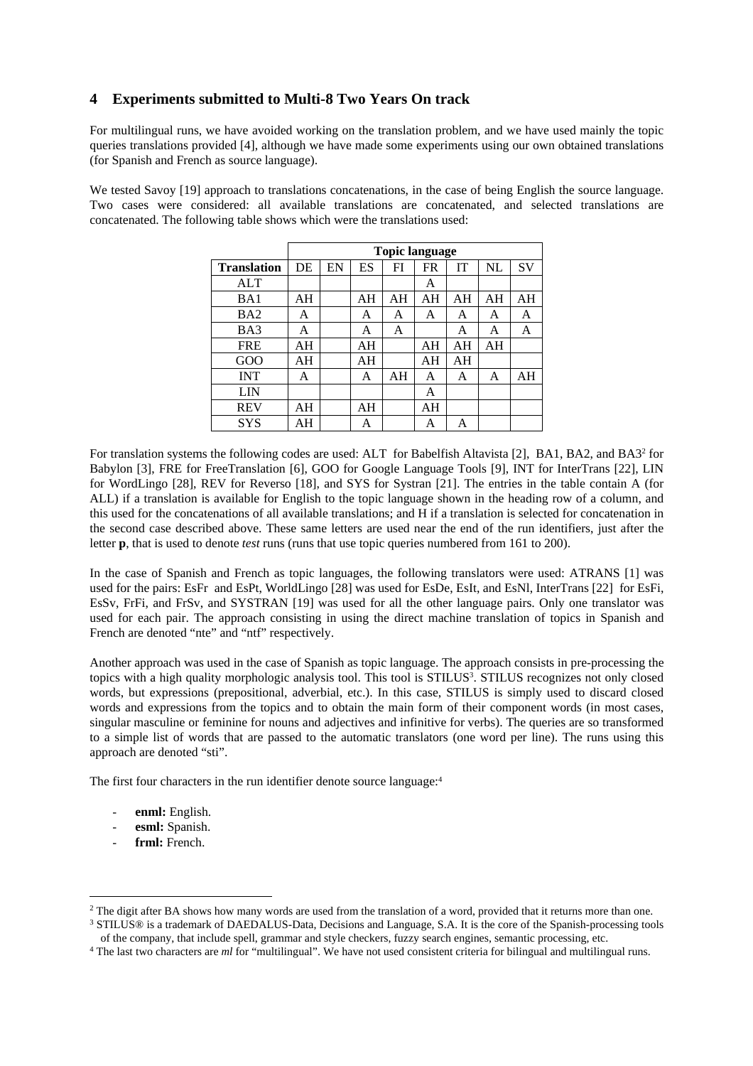## 4 Experiments submitted to Multi-8 Two Years On track

For multilingual runs, we have avoided working on the translation problem, and we have used mainly the topic queries translations provided [4], although we have made some experiments using our own obtained translations (for Spanish and French as source language).

We tested Savoy [19] approach to translations concatenations, in the case of being English the source language. Two cases were considered: all available translations are concatenated, and selected translations are concatenated. The following table shows which were the translations used:

| | Topic language | | | | | | | |
|---|---|---|---|---|---|---|---|---|
| **Translation** | DE | EN | ES | FI | FR | IT | NL | SV |
| ALT | | | | | A | | | |
| BA1 | AH | | AH | AH | AH | AH | AH | AH |
| BA2 | A | | A | A | A | A | A | A |
| BA3 | A | | A | A | | A | A | A |
| FRE | AH | | AH | | AH | AH | AH | |
| GOO | AH | | AH | | AH | AH | | |
| INT | A | | A | AH | A | A | A | AH |
| LIN | | | | | A | | | |
| REV | AH | | AH | | AH | | | |
| SYS | AH | | A | | A | A | | |

For translation systems the following codes are used: ALT for Babelfish Altavista [2], BA1, BA2, and BA3[2] for Babylon [3], FRE for FreeTranslation [6], GOO for Google Language Tools [9], INT for InterTrans [22], LIN for WordLingo [28], REV for Reverso [18], and SYS for Systran [21]. The entries in the table contain A (for ALL) if a translation is available for English to the topic language shown in the heading row of a column, and this used for the concatenations of all available translations; and H if a translation is selected for concatenation in the second case described above. These same letters are used near the end of the run identifiers, just after the letter **p**, that is used to denote *test* runs (runs that use topic queries numbered from 161 to 200).

In the case of Spanish and French as topic languages, the following translators were used: ATRANS [1] was used for the pairs: EsFr and EsPt, WorldLingo [28] was used for EsDe, EsIt, and EsNl, InterTrans [22] for EsFi, EsSv, FrFi, and FrSv, and SYSTRAN [19] was used for all the other language pairs. Only one translator was used for each pair. The approach consisting in using the direct machine translation of topics in Spanish and French are denoted "nte" and "ntf" respectively.

Another approach was used in the case of Spanish as topic language. The approach consists in pre-processing the topics with a high quality morphologic analysis tool. This tool is STILUS[3]. STILUS recognizes not only closed words, but expressions (prepositional, adverbial, etc.). In this case, STILUS is simply used to discard closed words and expressions from the topics and to obtain the main form of their component words (in most cases, singular masculine or feminine for nouns and adjectives and infinitive for verbs). The queries are so transformed to a simple list of words that are passed to the automatic translators (one word per line). The runs using this approach are denoted "sti".

The first four characters in the run identifier denote source language:[4]

- **enml:** English.
- **esml:** Spanish.
- **frml:** French.

---

[2] The digit after BA shows how many words are used from the translation of a word, provided that it returns more than one.

[3] STILUS® is a trademark of DAEDALUS-Data, Decisions and Language, S.A. It is the core of the Spanish-processing tools of the company, that include spell, grammar and style checkers, fuzzy search engines, semantic processing, etc.

[4] The last two characters are *ml* for "multilingual". We have not used consistent criteria for bilingual and multilingual runs.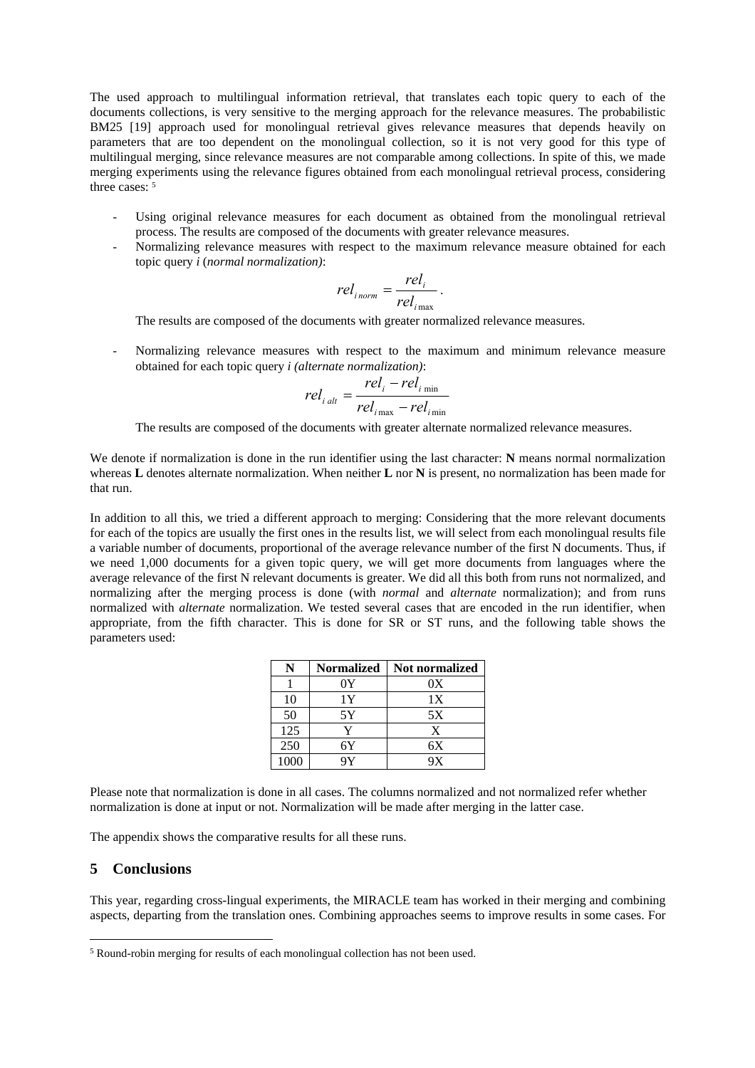The used approach to multilingual information retrieval, that translates each topic query to each of the documents collections, is very sensitive to the merging approach for the relevance measures. The probabilistic BM25 [19] approach used for monolingual retrieval gives relevance measures that depends heavily on parameters that are too dependent on the monolingual collection, so it is not very good for this type of multilingual merging, since relevance measures are not comparable among collections. In spite of this, we made merging experiments using the relevance figures obtained from each monolingual retrieval process, considering three cases: [5]

- Using original relevance measures for each document as obtained from the monolingual retrieval process. The results are composed of the documents with greater relevance measures.
- Normalizing relevance measures with respect to the maximum relevance measure obtained for each topic query *i* (*normal normalization)*:

  $$rel_{i\,norm} = \frac{rel_i}{rel_{i\max}}.$$

  The results are composed of the documents with greater normalized relevance measures.

- Normalizing relevance measures with respect to the maximum and minimum relevance measure obtained for each topic query *i (alternate normalization)*:

  $$rel_{i\,alt} = \frac{rel_i - rel_{i\min}}{rel_{i\max} - rel_{i\min}}$$

  The results are composed of the documents with greater alternate normalized relevance measures.

We denote if normalization is done in the run identifier using the last character: **N** means normal normalization whereas **L** denotes alternate normalization. When neither **L** nor **N** is present, no normalization has been made for that run.

In addition to all this, we tried a different approach to merging: Considering that the more relevant documents for each of the topics are usually the first ones in the results list, we will select from each monolingual results file a variable number of documents, proportional of the average relevance number of the first N documents. Thus, if we need 1,000 documents for a given topic query, we will get more documents from languages where the average relevance of the first N relevant documents is greater. We did all this both from runs not normalized, and normalizing after the merging process is done (with *normal* and *alternate* normalization); and from runs normalized with *alternate* normalization. We tested several cases that are encoded in the run identifier, when appropriate, from the fifth character. This is done for SR or ST runs, and the following table shows the parameters used:

| N | Normalized | Not normalized |
|---|---|---|
| 1 | 0Y | 0X |
| 10 | 1Y | 1X |
| 50 | 5Y | 5X |
| 125 | Y | X |
| 250 | 6Y | 6X |
| 1000 | 9Y | 9X |

Please note that normalization is done in all cases. The columns normalized and not normalized refer whether normalization is done at input or not. Normalization will be made after merging in the latter case.

The appendix shows the comparative results for all these runs.

## 5 Conclusions

This year, regarding cross-lingual experiments, the MIRACLE team has worked in their merging and combining aspects, departing from the translation ones. Combining approaches seems to improve results in some cases. For

[5] Round-robin merging for results of each monolingual collection has not been used.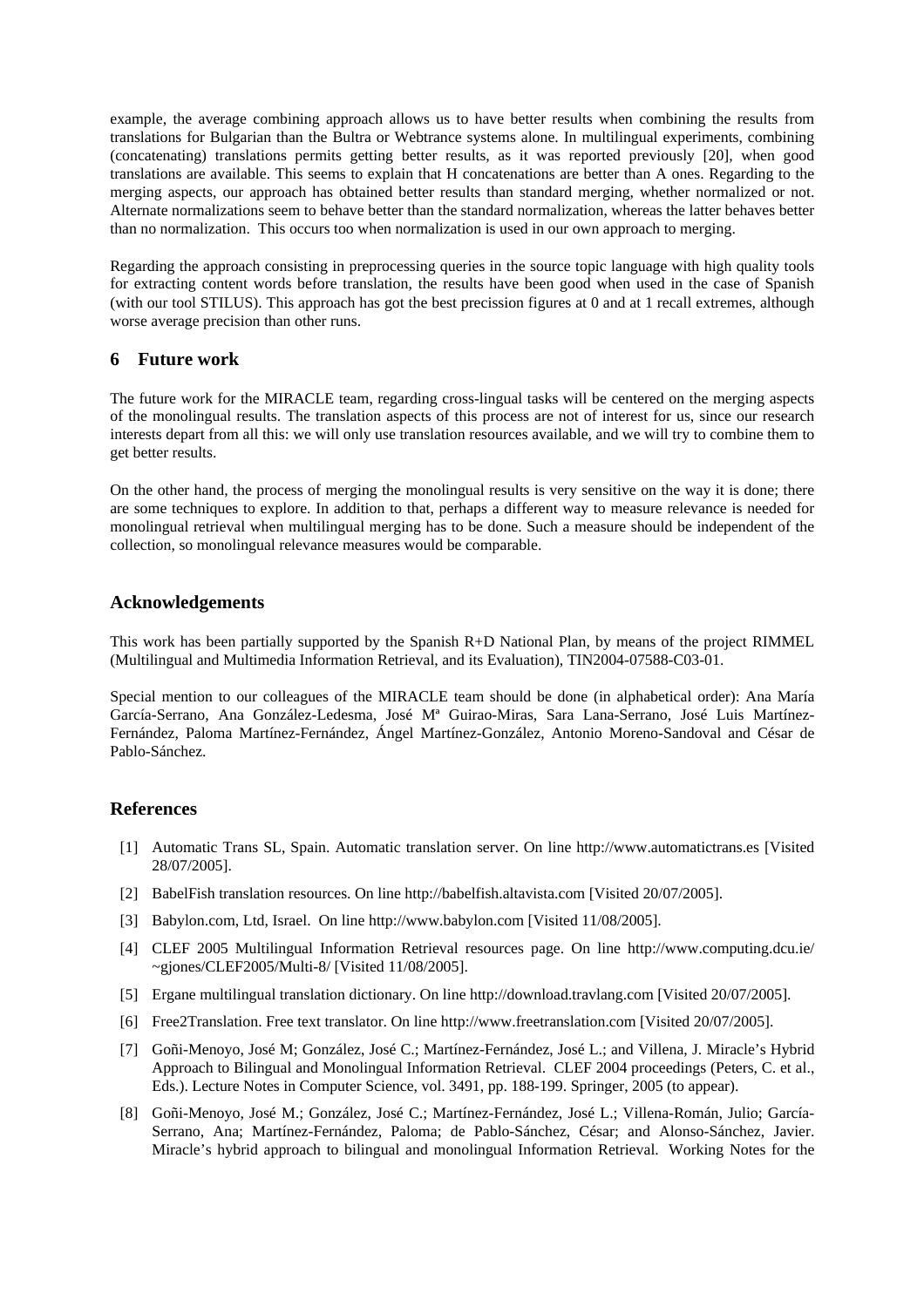example, the average combining approach allows us to have better results when combining the results from translations for Bulgarian than the Bultra or Webtrance systems alone. In multilingual experiments, combining (concatenating) translations permits getting better results, as it was reported previously [20], when good translations are available. This seems to explain that H concatenations are better than A ones. Regarding to the merging aspects, our approach has obtained better results than standard merging, whether normalized or not. Alternate normalizations seem to behave better than the standard normalization, whereas the latter behaves better than no normalization. This occurs too when normalization is used in our own approach to merging.

Regarding the approach consisting in preprocessing queries in the source topic language with high quality tools for extracting content words before translation, the results have been good when used in the case of Spanish (with our tool STILUS). This approach has got the best precission figures at 0 and at 1 recall extremes, although worse average precision than other runs.

## 6 Future work

The future work for the MIRACLE team, regarding cross-lingual tasks will be centered on the merging aspects of the monolingual results. The translation aspects of this process are not of interest for us, since our research interests depart from all this: we will only use translation resources available, and we will try to combine them to get better results.

On the other hand, the process of merging the monolingual results is very sensitive on the way it is done; there are some techniques to explore. In addition to that, perhaps a different way to measure relevance is needed for monolingual retrieval when multilingual merging has to be done. Such a measure should be independent of the collection, so monolingual relevance measures would be comparable.

## Acknowledgements

This work has been partially supported by the Spanish R+D National Plan, by means of the project RIMMEL (Multilingual and Multimedia Information Retrieval, and its Evaluation), TIN2004-07588-C03-01.

Special mention to our colleagues of the MIRACLE team should be done (in alphabetical order): Ana María García-Serrano, Ana González-Ledesma, José Mª Guirao-Miras, Sara Lana-Serrano, José Luis Martínez-Fernández, Paloma Martínez-Fernández, Ángel Martínez-González, Antonio Moreno-Sandoval and César de Pablo-Sánchez.

## References

[1] Automatic Trans SL, Spain. Automatic translation server. On line http://www.automatictrans.es [Visited 28/07/2005].

[2] BabelFish translation resources. On line http://babelfish.altavista.com [Visited 20/07/2005].

[3] Babylon.com, Ltd, Israel. On line http://www.babylon.com [Visited 11/08/2005].

[4] CLEF 2005 Multilingual Information Retrieval resources page. On line http://www.computing.dcu.ie/~gjones/CLEF2005/Multi-8/ [Visited 11/08/2005].

[5] Ergane multilingual translation dictionary. On line http://download.travlang.com [Visited 20/07/2005].

[6] Free2Translation. Free text translator. On line http://www.freetranslation.com [Visited 20/07/2005].

[7] Goñi-Menoyo, José M; González, José C.; Martínez-Fernández, José L.; and Villena, J. Miracle's Hybrid Approach to Bilingual and Monolingual Information Retrieval. CLEF 2004 proceedings (Peters, C. et al., Eds.). Lecture Notes in Computer Science, vol. 3491, pp. 188-199. Springer, 2005 (to appear).

[8] Goñi-Menoyo, José M.; González, José C.; Martínez-Fernández, José L.; Villena-Román, Julio; García-Serrano, Ana; Martínez-Fernández, Paloma; de Pablo-Sánchez, César; and Alonso-Sánchez, Javier. Miracle's hybrid approach to bilingual and monolingual Information Retrieval. Working Notes for the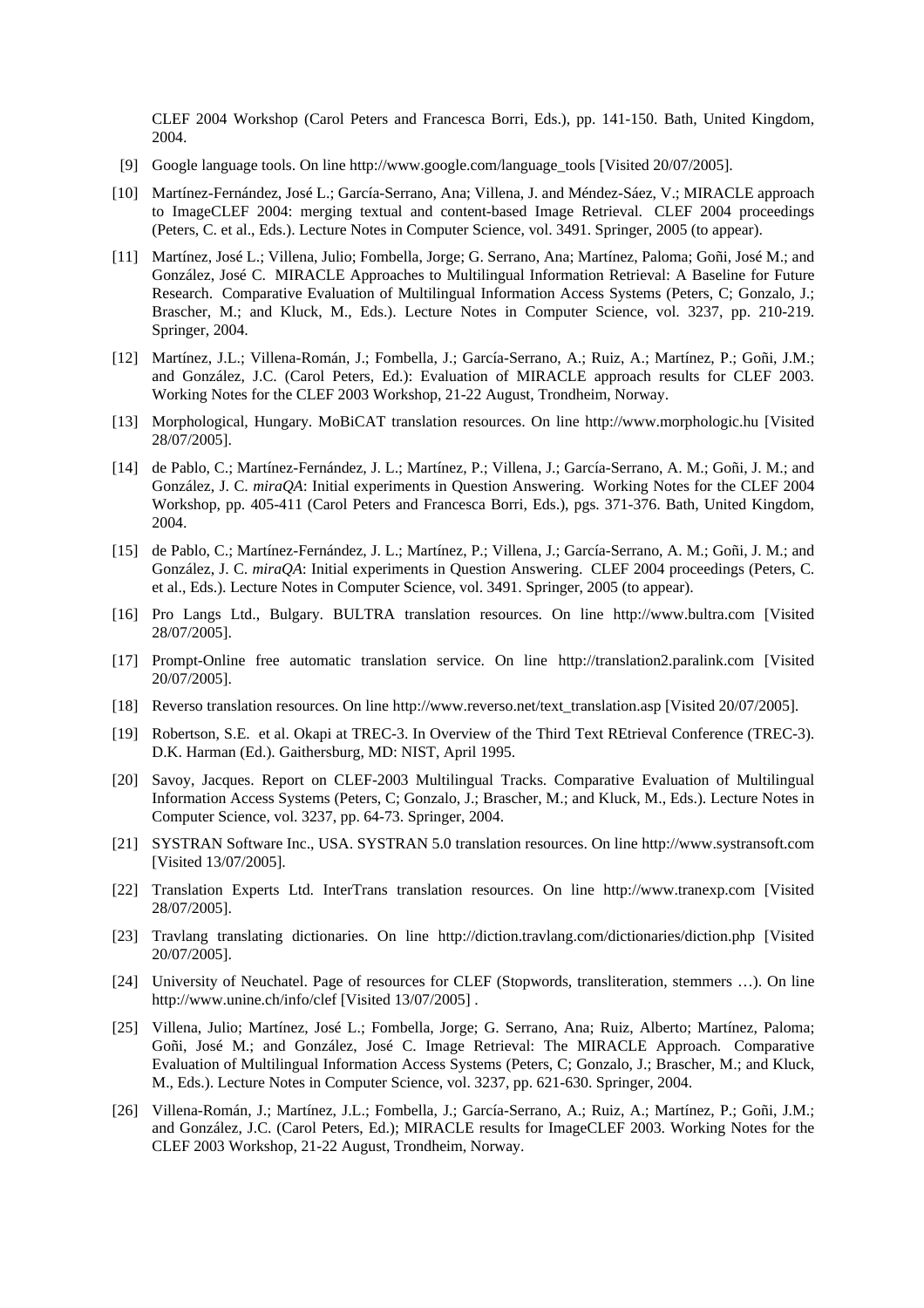CLEF 2004 Workshop (Carol Peters and Francesca Borri, Eds.), pp. 141-150. Bath, United Kingdom, 2004.

[9] Google language tools. On line http://www.google.com/language_tools [Visited 20/07/2005].

[10] Martínez-Fernández, José L.; García-Serrano, Ana; Villena, J. and Méndez-Sáez, V.; MIRACLE approach to ImageCLEF 2004: merging textual and content-based Image Retrieval. CLEF 2004 proceedings (Peters, C. et al., Eds.). Lecture Notes in Computer Science, vol. 3491. Springer, 2005 (to appear).

[11] Martínez, José L.; Villena, Julio; Fombella, Jorge; G. Serrano, Ana; Martínez, Paloma; Goñi, José M.; and González, José C. MIRACLE Approaches to Multilingual Information Retrieval: A Baseline for Future Research. Comparative Evaluation of Multilingual Information Access Systems (Peters, C; Gonzalo, J.; Brascher, M.; and Kluck, M., Eds.). Lecture Notes in Computer Science, vol. 3237, pp. 210-219. Springer, 2004.

[12] Martínez, J.L.; Villena-Román, J.; Fombella, J.; García-Serrano, A.; Ruiz, A.; Martínez, P.; Goñi, J.M.; and González, J.C. (Carol Peters, Ed.): Evaluation of MIRACLE approach results for CLEF 2003. Working Notes for the CLEF 2003 Workshop, 21-22 August, Trondheim, Norway.

[13] Morphological, Hungary. MoBiCAT translation resources. On line http://www.morphologic.hu [Visited 28/07/2005].

[14] de Pablo, C.; Martínez-Fernández, J. L.; Martínez, P.; Villena, J.; García-Serrano, A. M.; Goñi, J. M.; and González, J. C. *miraQA*: Initial experiments in Question Answering. Working Notes for the CLEF 2004 Workshop, pp. 405-411 (Carol Peters and Francesca Borri, Eds.), pgs. 371-376. Bath, United Kingdom, 2004.

[15] de Pablo, C.; Martínez-Fernández, J. L.; Martínez, P.; Villena, J.; García-Serrano, A. M.; Goñi, J. M.; and González, J. C. *miraQA*: Initial experiments in Question Answering. CLEF 2004 proceedings (Peters, C. et al., Eds.). Lecture Notes in Computer Science, vol. 3491. Springer, 2005 (to appear).

[16] Pro Langs Ltd., Bulgary. BULTRA translation resources. On line http://www.bultra.com [Visited 28/07/2005].

[17] Prompt-Online free automatic translation service. On line http://translation2.paralink.com [Visited 20/07/2005].

[18] Reverso translation resources. On line http://www.reverso.net/text_translation.asp [Visited 20/07/2005].

[19] Robertson, S.E. et al. Okapi at TREC-3. In Overview of the Third Text REtrieval Conference (TREC-3). D.K. Harman (Ed.). Gaithersburg, MD: NIST, April 1995.

[20] Savoy, Jacques. Report on CLEF-2003 Multilingual Tracks. Comparative Evaluation of Multilingual Information Access Systems (Peters, C; Gonzalo, J.; Brascher, M.; and Kluck, M., Eds.). Lecture Notes in Computer Science, vol. 3237, pp. 64-73. Springer, 2004.

[21] SYSTRAN Software Inc., USA. SYSTRAN 5.0 translation resources. On line http://www.systransoft.com [Visited 13/07/2005].

[22] Translation Experts Ltd. InterTrans translation resources. On line http://www.tranexp.com [Visited 28/07/2005].

[23] Travlang translating dictionaries. On line http://diction.travlang.com/dictionaries/diction.php [Visited 20/07/2005].

[24] University of Neuchatel. Page of resources for CLEF (Stopwords, transliteration, stemmers …). On line http://www.unine.ch/info/clef [Visited 13/07/2005] .

[25] Villena, Julio; Martínez, José L.; Fombella, Jorge; G. Serrano, Ana; Ruiz, Alberto; Martínez, Paloma; Goñi, José M.; and González, José C. Image Retrieval: The MIRACLE Approach. Comparative Evaluation of Multilingual Information Access Systems (Peters, C; Gonzalo, J.; Brascher, M.; and Kluck, M., Eds.). Lecture Notes in Computer Science, vol. 3237, pp. 621-630. Springer, 2004.

[26] Villena-Román, J.; Martínez, J.L.; Fombella, J.; García-Serrano, A.; Ruiz, A.; Martínez, P.; Goñi, J.M.; and González, J.C. (Carol Peters, Ed.); MIRACLE results for ImageCLEF 2003. Working Notes for the CLEF 2003 Workshop, 21-22 August, Trondheim, Norway.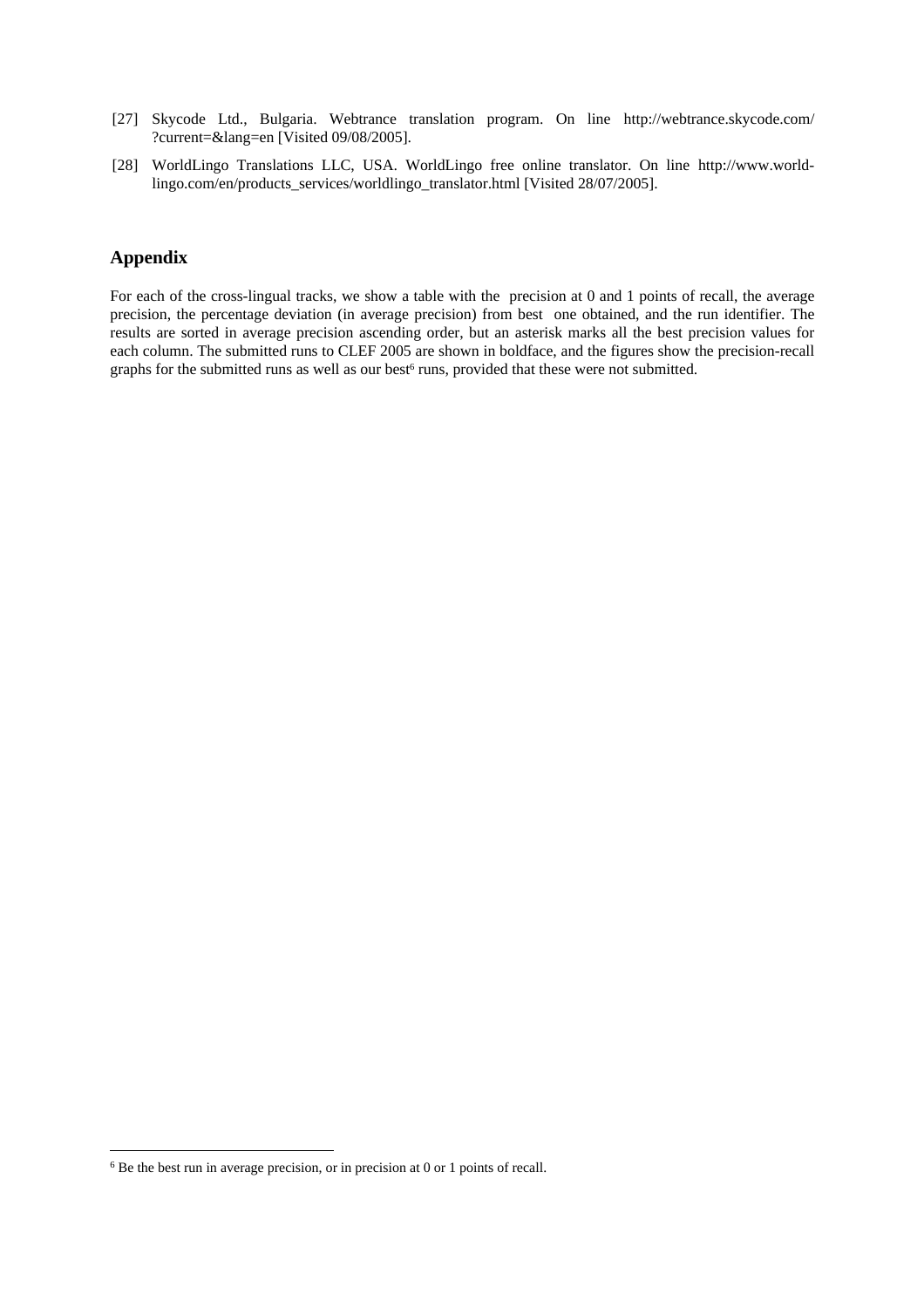[27] Skycode Ltd., Bulgaria. Webtrance translation program. On line http://webtrance.skycode.com/?current=&lang=en [Visited 09/08/2005].

[28] WorldLingo Translations LLC, USA. WorldLingo free online translator. On line http://www.worldlingo.com/en/products_services/worldlingo_translator.html [Visited 28/07/2005].

## Appendix

For each of the cross-lingual tracks, we show a table with the precision at 0 and 1 points of recall, the average precision, the percentage deviation (in average precision) from best one obtained, and the run identifier. The results are sorted in average precision ascending order, but an asterisk marks all the best precision values for each column. The submitted runs to CLEF 2005 are shown in boldface, and the figures show the precision-recall graphs for the submitted runs as well as our best[6] runs, provided that these were not submitted.

[6] Be the best run in average precision, or in precision at 0 or 1 points of recall.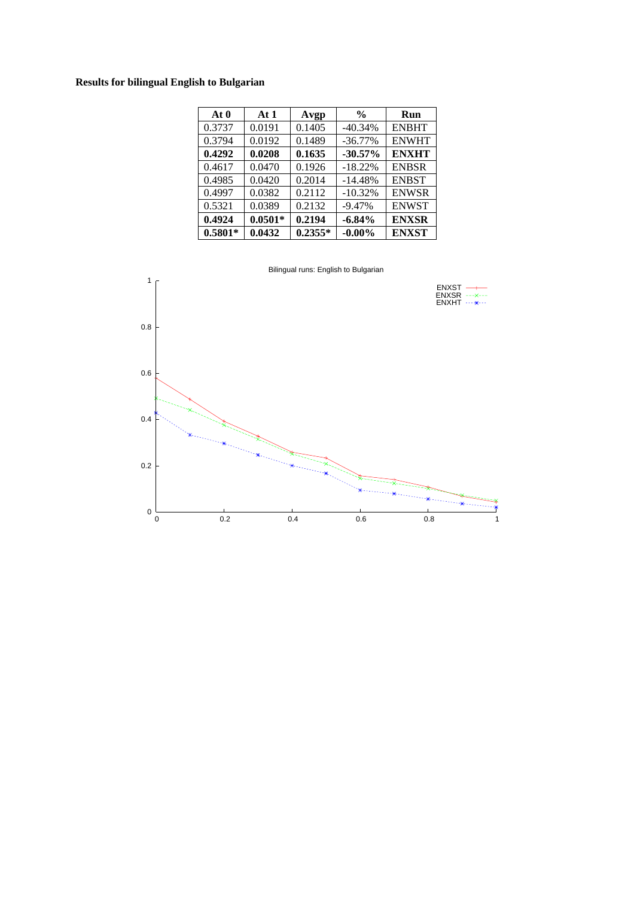**Results for bilingual English to Bulgarian**

| At 0 | At 1 | Avgp | % | Run |
|---|---|---|---|---|
| 0.3737 | 0.0191 | 0.1405 | -40.34% | ENBHT |
| 0.3794 | 0.0192 | 0.1489 | -36.77% | ENWHT |
| **0.4292** | **0.0208** | **0.1635** | **-30.57%** | **ENXHT** |
| 0.4617 | 0.0470 | 0.1926 | -18.22% | ENBSR |
| 0.4985 | 0.0420 | 0.2014 | -14.48% | ENBST |
| 0.4997 | 0.0382 | 0.2112 | -10.32% | ENWSR |
| 0.5321 | 0.0389 | 0.2132 | -9.47% | ENWST |
| **0.4924** | **0.0501*** | **0.2194** | **-6.84%** | **ENXSR** |
| **0.5801*** | **0.0432** | **0.2355*** | **-0.00%** | **ENXST** |

Bilingual runs: English to Bulgarian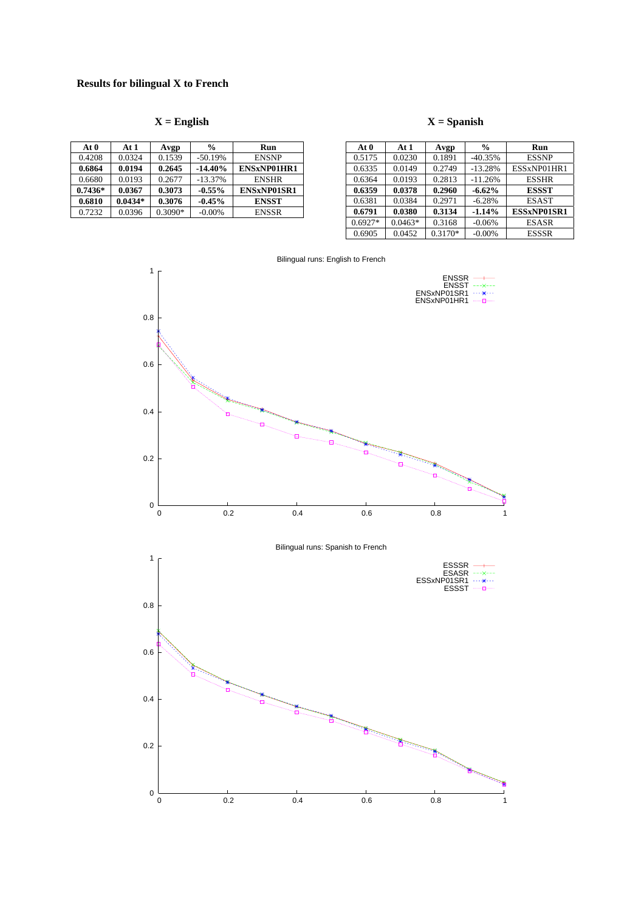### Results for bilingual X to French

**X = English**

| At 0 | At 1 | Avgp | % | Run |
|---|---|---|---|---|
| 0.4208 | 0.0324 | 0.1539 | -50.19% | ENSNP |
| **0.6864** | **0.0194** | **0.2645** | **-14.40%** | **ENSxNP01HR1** |
| 0.6680 | 0.0193 | 0.2677 | -13.37% | ENSHR |
| **0.7436*** | **0.0367** | **0.3073** | **-0.55%** | **ENSxNP01SR1** |
| **0.6810** | **0.0434*** | **0.3076** | **-0.45%** | **ENSST** |
| 0.7232 | 0.0396 | 0.3090* | -0.00% | ENSSR |

**X = Spanish**

| At 0 | At 1 | Avgp | % | Run |
|---|---|---|---|---|
| 0.5175 | 0.0230 | 0.1891 | -40.35% | ESSNP |
| 0.6335 | 0.0149 | 0.2749 | -13.28% | ESSxNP01HR1 |
| 0.6364 | 0.0193 | 0.2813 | -11.26% | ESSHR |
| **0.6359** | **0.0378** | **0.2960** | **-6.62%** | **ESSST** |
| 0.6381 | 0.0384 | 0.2971 | -6.28% | ESAST |
| **0.6791** | **0.0380** | **0.3134** | **-1.14%** | **ESSxNP01SR1** |
| 0.6927* | 0.0463* | 0.3168 | -0.06% | ESASR |
| 0.6905 | 0.0452 | 0.3170* | -0.00% | ESSSR |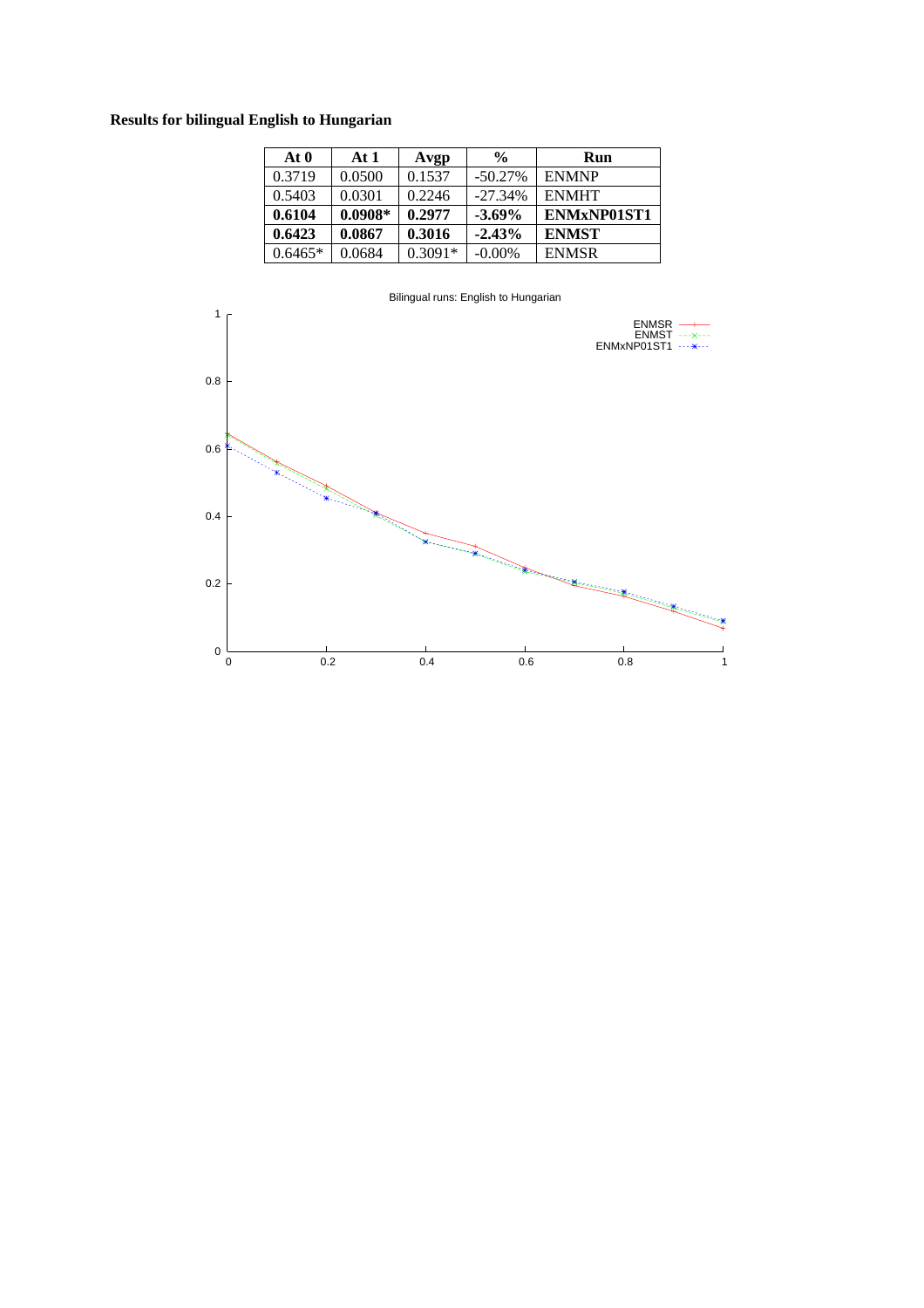**Results for bilingual English to Hungarian**

| At 0 | At 1 | Avgp | % | Run |
|---|---|---|---|---|
| 0.3719 | 0.0500 | 0.1537 | -50.27% | ENMNP |
| 0.5403 | 0.0301 | 0.2246 | -27.34% | ENMHT |
| **0.6104** | **0.0908*** | **0.2977** | **-3.69%** | **ENMxNP01ST1** |
| **0.6423** | **0.0867** | **0.3016** | **-2.43%** | **ENMST** |
| 0.6465* | 0.0684 | 0.3091* | -0.00% | ENMSR |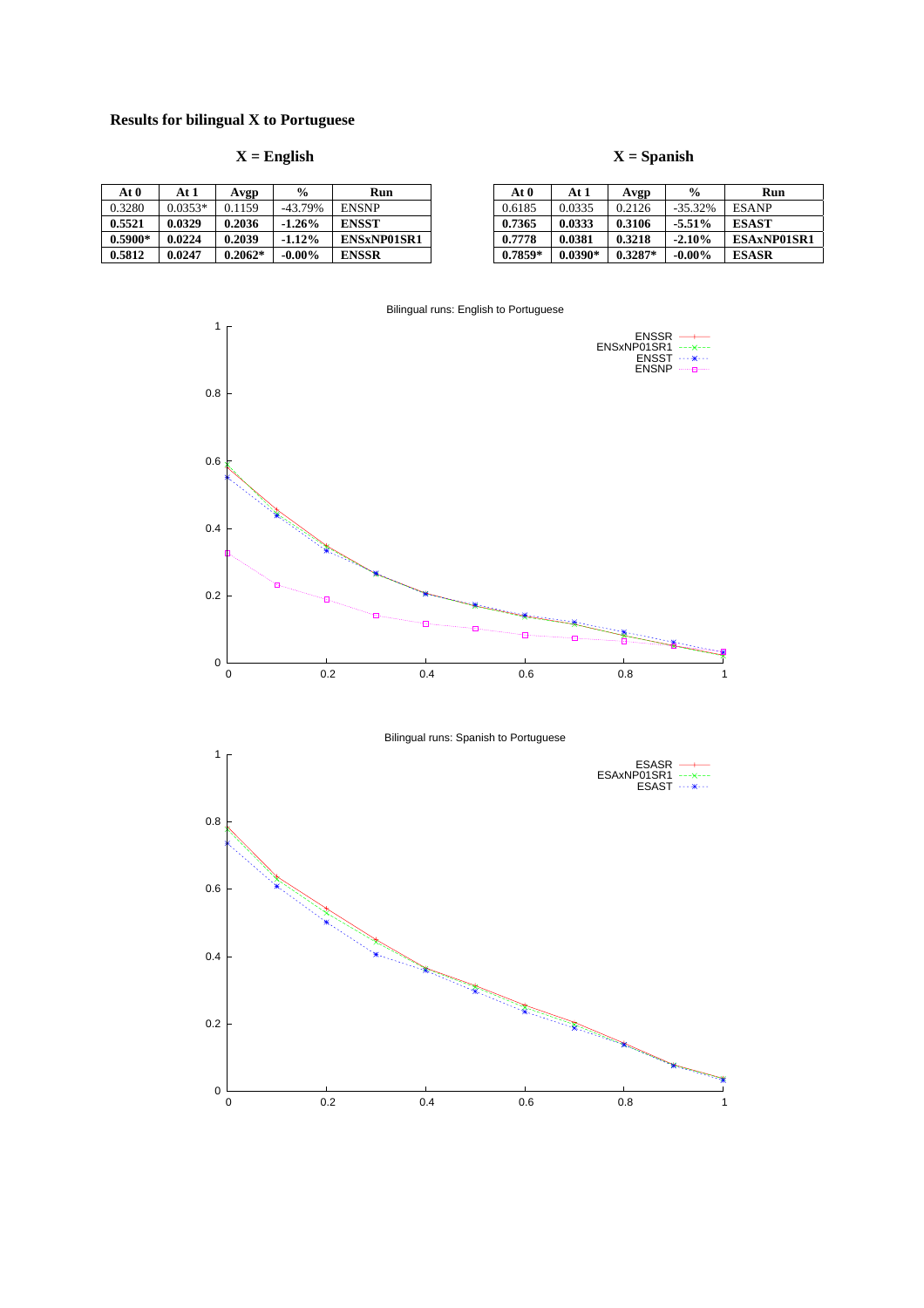## Results for bilingual X to Portuguese

### X = English

| At 0 | At 1 | Avgp | % | Run |
|---|---|---|---|---|
| 0.3280 | 0.0353* | 0.1159 | -43.79% | ENSNP |
| **0.5521** | **0.0329** | **0.2036** | **-1.26%** | **ENSST** |
| **0.5900*** | **0.0224** | **0.2039** | **-1.12%** | **ENSxNP01SR1** |
| **0.5812** | **0.0247** | **0.2062*** | **-0.00%** | **ENSSR** |

### X = Spanish

| At 0 | At 1 | Avgp | % | Run |
|---|---|---|---|---|
| 0.6185 | 0.0335 | 0.2126 | -35.32% | ESANP |
| **0.7365** | **0.0333** | **0.3106** | **-5.51%** | **ESAST** |
| **0.7778** | **0.0381** | **0.3218** | **-2.10%** | **ESAxNP01SR1** |
| **0.7859*** | **0.0390*** | **0.3287*** | **-0.00%** | **ESASR** |

Bilingual runs: English to Portuguese

Bilingual runs: Spanish to Portuguese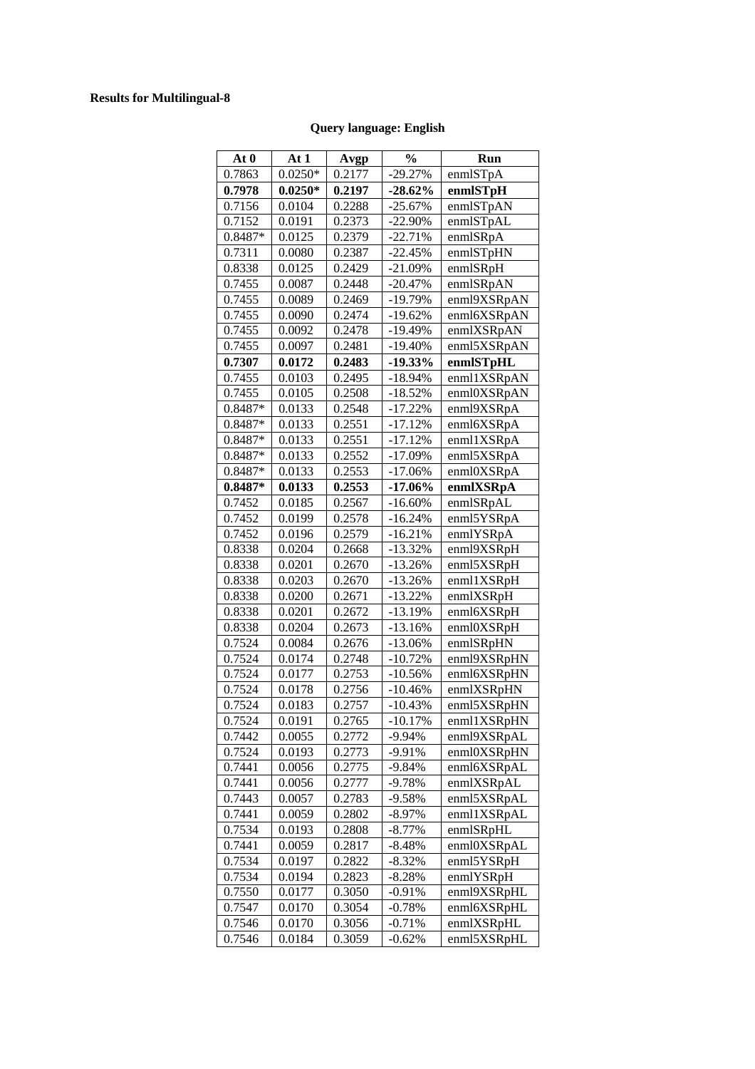**Results for Multilingual-8**

**Query language: English**

| **At 0** | **At 1** | **Avgp** | **%** | **Run** |
|---|---|---|---|---|
| 0.7863 | 0.0250* | 0.2177 | -29.27% | enmlSTpA |
| **0.7978** | **0.0250*** | **0.2197** | **-28.62%** | **enmlSTpH** |
| 0.7156 | 0.0104 | 0.2288 | -25.67% | enmlSTpAN |
| 0.7152 | 0.0191 | 0.2373 | -22.90% | enmlSTpAL |
| 0.8487* | 0.0125 | 0.2379 | -22.71% | enmlSRpA |
| 0.7311 | 0.0080 | 0.2387 | -22.45% | enmlSTpHN |
| 0.8338 | 0.0125 | 0.2429 | -21.09% | enmlSRpH |
| 0.7455 | 0.0087 | 0.2448 | -20.47% | enmlSRpAN |
| 0.7455 | 0.0089 | 0.2469 | -19.79% | enml9XSRpAN |
| 0.7455 | 0.0090 | 0.2474 | -19.62% | enml6XSRpAN |
| 0.7455 | 0.0092 | 0.2478 | -19.49% | enmlXSRpAN |
| 0.7455 | 0.0097 | 0.2481 | -19.40% | enml5XSRpAN |
| **0.7307** | **0.0172** | **0.2483** | **-19.33%** | **enmlSTpHL** |
| 0.7455 | 0.0103 | 0.2495 | -18.94% | enml1XSRpAN |
| 0.7455 | 0.0105 | 0.2508 | -18.52% | enml0XSRpAN |
| 0.8487* | 0.0133 | 0.2548 | -17.22% | enml9XSRpA |
| 0.8487* | 0.0133 | 0.2551 | -17.12% | enml6XSRpA |
| 0.8487* | 0.0133 | 0.2551 | -17.12% | enml1XSRpA |
| 0.8487* | 0.0133 | 0.2552 | -17.09% | enml5XSRpA |
| 0.8487* | 0.0133 | 0.2553 | -17.06% | enml0XSRpA |
| **0.8487*** | **0.0133** | **0.2553** | **-17.06%** | **enmlXSRpA** |
| 0.7452 | 0.0185 | 0.2567 | -16.60% | enmlSRpAL |
| 0.7452 | 0.0199 | 0.2578 | -16.24% | enml5YSRpA |
| 0.7452 | 0.0196 | 0.2579 | -16.21% | enmlYSRpA |
| 0.8338 | 0.0204 | 0.2668 | -13.32% | enml9XSRpH |
| 0.8338 | 0.0201 | 0.2670 | -13.26% | enml5XSRpH |
| 0.8338 | 0.0203 | 0.2670 | -13.26% | enml1XSRpH |
| 0.8338 | 0.0200 | 0.2671 | -13.22% | enmlXSRpH |
| 0.8338 | 0.0201 | 0.2672 | -13.19% | enml6XSRpH |
| 0.8338 | 0.0204 | 0.2673 | -13.16% | enml0XSRpH |
| 0.7524 | 0.0084 | 0.2676 | -13.06% | enmlSRpHN |
| 0.7524 | 0.0174 | 0.2748 | -10.72% | enml9XSRpHN |
| 0.7524 | 0.0177 | 0.2753 | -10.56% | enml6XSRpHN |
| 0.7524 | 0.0178 | 0.2756 | -10.46% | enmlXSRpHN |
| 0.7524 | 0.0183 | 0.2757 | -10.43% | enml5XSRpHN |
| 0.7524 | 0.0191 | 0.2765 | -10.17% | enml1XSRpHN |
| 0.7442 | 0.0055 | 0.2772 | -9.94% | enml9XSRpAL |
| 0.7524 | 0.0193 | 0.2773 | -9.91% | enml0XSRpHN |
| 0.7441 | 0.0056 | 0.2775 | -9.84% | enml6XSRpAL |
| 0.7441 | 0.0056 | 0.2777 | -9.78% | enmlXSRpAL |
| 0.7443 | 0.0057 | 0.2783 | -9.58% | enml5XSRpAL |
| 0.7441 | 0.0059 | 0.2802 | -8.97% | enml1XSRpAL |
| 0.7534 | 0.0193 | 0.2808 | -8.77% | enmlSRpHL |
| 0.7441 | 0.0059 | 0.2817 | -8.48% | enml0XSRpAL |
| 0.7534 | 0.0197 | 0.2822 | -8.32% | enml5YSRpH |
| 0.7534 | 0.0194 | 0.2823 | -8.28% | enmlYSRpH |
| 0.7550 | 0.0177 | 0.3050 | -0.91% | enml9XSRpHL |
| 0.7547 | 0.0170 | 0.3054 | -0.78% | enml6XSRpHL |
| 0.7546 | 0.0170 | 0.3056 | -0.71% | enmlXSRpHL |
| 0.7546 | 0.0184 | 0.3059 | -0.62% | enml5XSRpHL |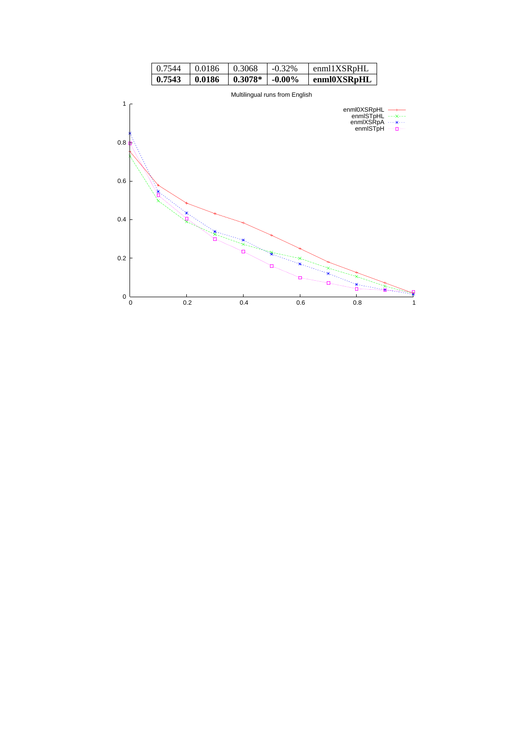| 0.7544 | 0.0186 | 0.3068 | -0.32% | enml1XSRpHL |
|---|---|---|---|---|
| **0.7543** | **0.0186** | **0.3078*** | **-0.00%** | **enml0XSRpHL** |

Multilingual runs from English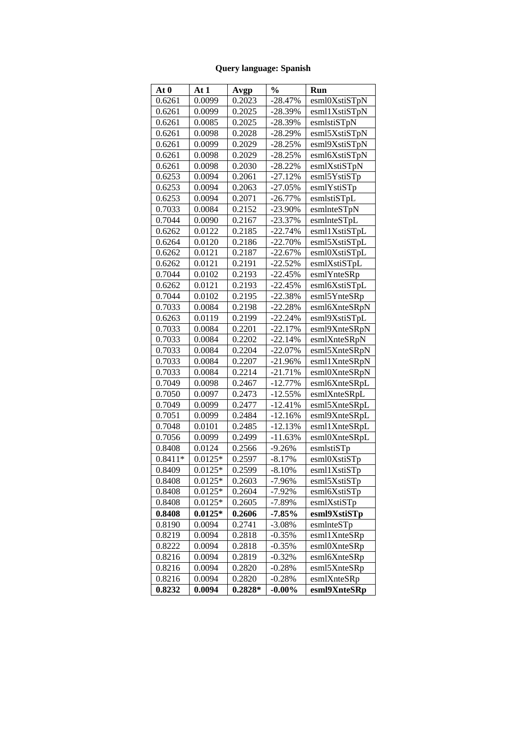**Query language: Spanish**

| At 0 | At 1 | Avgp | % | Run |
|---|---|---|---|---|
| 0.6261 | 0.0099 | 0.2023 | -28.47% | esml0XstiSTpN |
| 0.6261 | 0.0099 | 0.2025 | -28.39% | esml1XstiSTpN |
| 0.6261 | 0.0085 | 0.2025 | -28.39% | esmlstiSTpN |
| 0.6261 | 0.0098 | 0.2028 | -28.29% | esml5XstiSTpN |
| 0.6261 | 0.0099 | 0.2029 | -28.25% | esml9XstiSTpN |
| 0.6261 | 0.0098 | 0.2029 | -28.25% | esml6XstiSTpN |
| 0.6261 | 0.0098 | 0.2030 | -28.22% | esmlXstiSTpN |
| 0.6253 | 0.0094 | 0.2061 | -27.12% | esml5YstiSTp |
| 0.6253 | 0.0094 | 0.2063 | -27.05% | esmlYstiSTp |
| 0.6253 | 0.0094 | 0.2071 | -26.77% | esmlstiSTpL |
| 0.7033 | 0.0084 | 0.2152 | -23.90% | esmlnteSTpN |
| 0.7044 | 0.0090 | 0.2167 | -23.37% | esmlnteSTpL |
| 0.6262 | 0.0122 | 0.2185 | -22.74% | esml1XstiSTpL |
| 0.6264 | 0.0120 | 0.2186 | -22.70% | esml5XstiSTpL |
| 0.6262 | 0.0121 | 0.2187 | -22.67% | esml0XstiSTpL |
| 0.6262 | 0.0121 | 0.2191 | -22.52% | esmlXstiSTpL |
| 0.7044 | 0.0102 | 0.2193 | -22.45% | esmlYnteSRp |
| 0.6262 | 0.0121 | 0.2193 | -22.45% | esml6XstiSTpL |
| 0.7044 | 0.0102 | 0.2195 | -22.38% | esml5YnteSRp |
| 0.7033 | 0.0084 | 0.2198 | -22.28% | esml6XnteSRpN |
| 0.6263 | 0.0119 | 0.2199 | -22.24% | esml9XstiSTpL |
| 0.7033 | 0.0084 | 0.2201 | -22.17% | esml9XnteSRpN |
| 0.7033 | 0.0084 | 0.2202 | -22.14% | esmlXnteSRpN |
| 0.7033 | 0.0084 | 0.2204 | -22.07% | esml5XnteSRpN |
| 0.7033 | 0.0084 | 0.2207 | -21.96% | esml1XnteSRpN |
| 0.7033 | 0.0084 | 0.2214 | -21.71% | esml0XnteSRpN |
| 0.7049 | 0.0098 | 0.2467 | -12.77% | esml6XnteSRpL |
| 0.7050 | 0.0097 | 0.2473 | -12.55% | esmlXnteSRpL |
| 0.7049 | 0.0099 | 0.2477 | -12.41% | esml5XnteSRpL |
| 0.7051 | 0.0099 | 0.2484 | -12.16% | esml9XnteSRpL |
| 0.7048 | 0.0101 | 0.2485 | -12.13% | esml1XnteSRpL |
| 0.7056 | 0.0099 | 0.2499 | -11.63% | esml0XnteSRpL |
| 0.8408 | 0.0124 | 0.2566 | -9.26% | esmlstiSTp |
| 0.8411* | 0.0125* | 0.2597 | -8.17% | esml0XstiSTp |
| 0.8409 | 0.0125* | 0.2599 | -8.10% | esml1XstiSTp |
| 0.8408 | 0.0125* | 0.2603 | -7.96% | esml5XstiSTp |
| 0.8408 | 0.0125* | 0.2604 | -7.92% | esml6XstiSTp |
| 0.8408 | 0.0125* | 0.2605 | -7.89% | esmlXstiSTp |
| **0.8408** | **0.0125*** | **0.2606** | **-7.85%** | **esml9XstiSTp** |
| 0.8190 | 0.0094 | 0.2741 | -3.08% | esmlnteSTp |
| 0.8219 | 0.0094 | 0.2818 | -0.35% | esml1XnteSRp |
| 0.8222 | 0.0094 | 0.2818 | -0.35% | esml0XnteSRp |
| 0.8216 | 0.0094 | 0.2819 | -0.32% | esml6XnteSRp |
| 0.8216 | 0.0094 | 0.2820 | -0.28% | esml5XnteSRp |
| 0.8216 | 0.0094 | 0.2820 | -0.28% | esmlXnteSRp |
| **0.8232** | **0.0094** | **0.2828*** | **-0.00%** | **esml9XnteSRp** |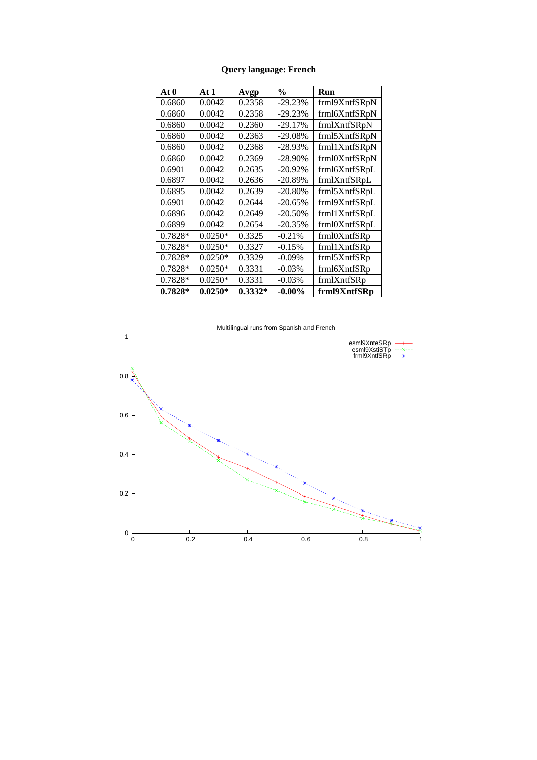**Query language: French**

| At 0 | At 1 | Avgp | % | Run |
|---|---|---|---|---|
| 0.6860 | 0.0042 | 0.2358 | -29.23% | frml9XntfSRpN |
| 0.6860 | 0.0042 | 0.2358 | -29.23% | frml6XntfSRpN |
| 0.6860 | 0.0042 | 0.2360 | -29.17% | frmlXntfSRpN |
| 0.6860 | 0.0042 | 0.2363 | -29.08% | frml5XntfSRpN |
| 0.6860 | 0.0042 | 0.2368 | -28.93% | frml1XntfSRpN |
| 0.6860 | 0.0042 | 0.2369 | -28.90% | frml0XntfSRpN |
| 0.6901 | 0.0042 | 0.2635 | -20.92% | frml6XntfSRpL |
| 0.6897 | 0.0042 | 0.2636 | -20.89% | frmlXntfSRpL |
| 0.6895 | 0.0042 | 0.2639 | -20.80% | frml5XntfSRpL |
| 0.6901 | 0.0042 | 0.2644 | -20.65% | frml9XntfSRpL |
| 0.6896 | 0.0042 | 0.2649 | -20.50% | frml1XntfSRpL |
| 0.6899 | 0.0042 | 0.2654 | -20.35% | frml0XntfSRpL |
| 0.7828* | 0.0250* | 0.3325 | -0.21% | frml0XntfSRp |
| 0.7828* | 0.0250* | 0.3327 | -0.15% | frml1XntfSRp |
| 0.7828* | 0.0250* | 0.3329 | -0.09% | frml5XntfSRp |
| 0.7828* | 0.0250* | 0.3331 | -0.03% | frml6XntfSRp |
| 0.7828* | 0.0250* | 0.3331 | -0.03% | frmlXntfSRp |
| **0.7828*** | **0.0250*** | **0.3332*** | **-0.00%** | **frml9XntfSRp** |

Multilingual runs from Spanish and French

esml9XnteSRp
esml9XstiSTp
frml9XntfSRp

1
0.8
0.6
0.4
0.2
0

0 0.2 0.4 0.6 0.8 1